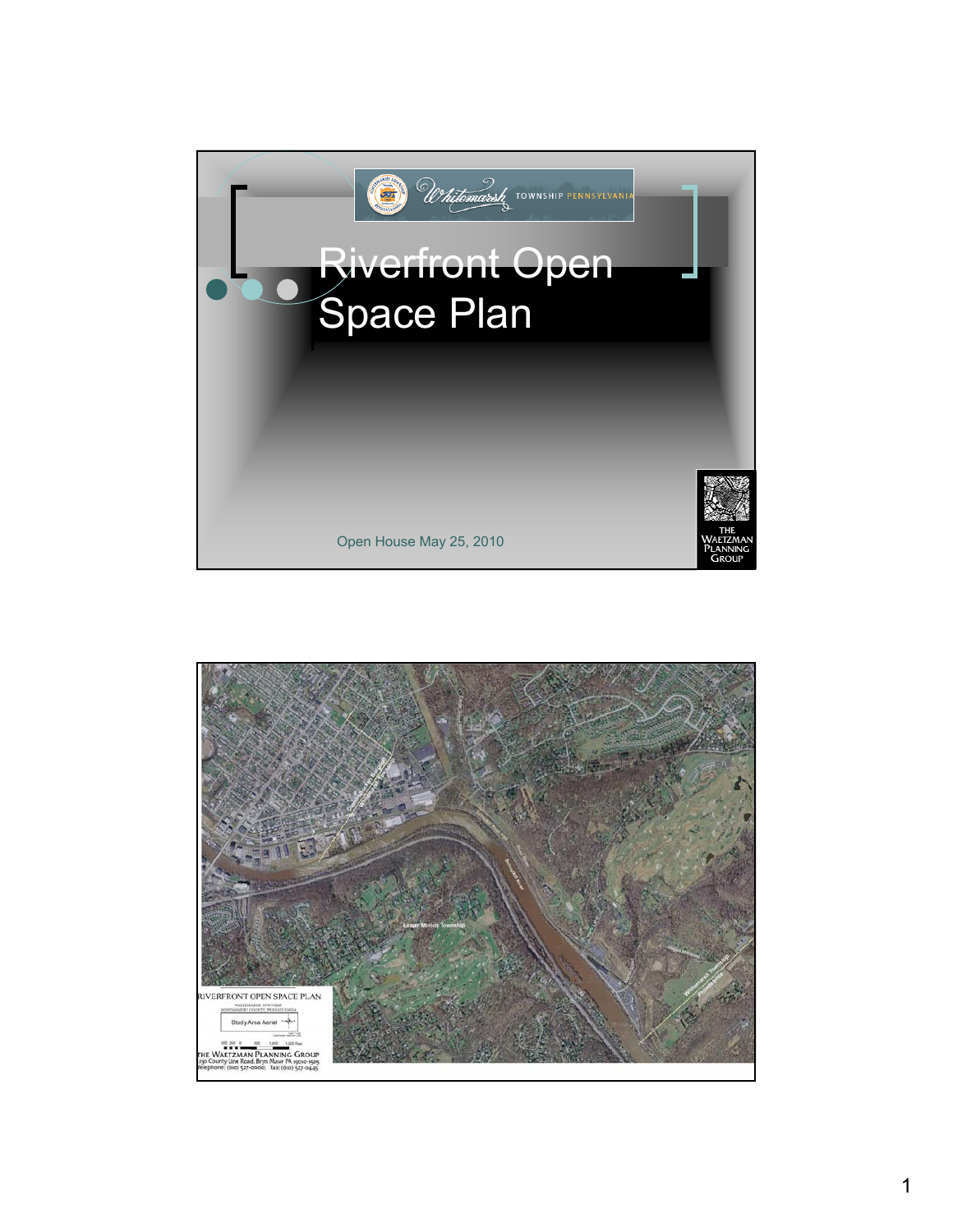Whitemarsh TOWNSHIP PENNSYLVANIA

# Riverfront Open Space Plan

Open House May 25, 2010

THE WAETZMAN PLANNING GROUP

RIVERFRONT OPEN SPACE PLAN

WHITEMARSH TOWNSHIP
MONTGOMERY COUNTY, PENNSYLVANIA

Study Area Aerial

THE WAETZMAN PLANNING GROUP
230 County Line Road, Bryn Mawr PA 19010-1505
Telephone: (610) 527-0000; Fax: (610) 527-0445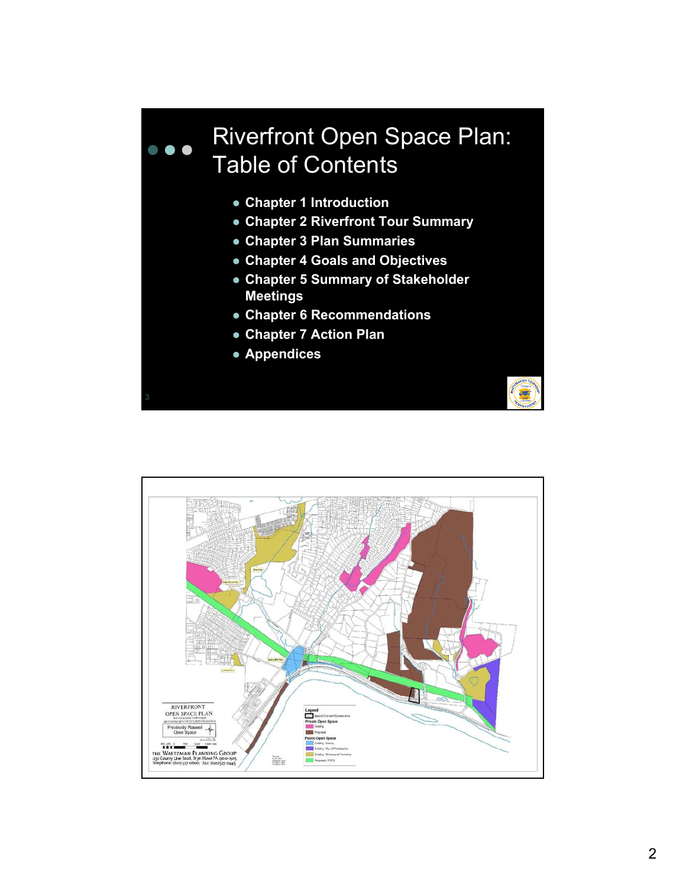# Riverfront Open Space Plan: Table of Contents

- Chapter 1 Introduction
- Chapter 2 Riverfront Tour Summary
- Chapter 3 Plan Summaries
- Chapter 4 Goals and Objectives
- Chapter 5 Summary of Stakeholder Meetings
- Chapter 6 Recommendations
- Chapter 7 Action Plan
- Appendices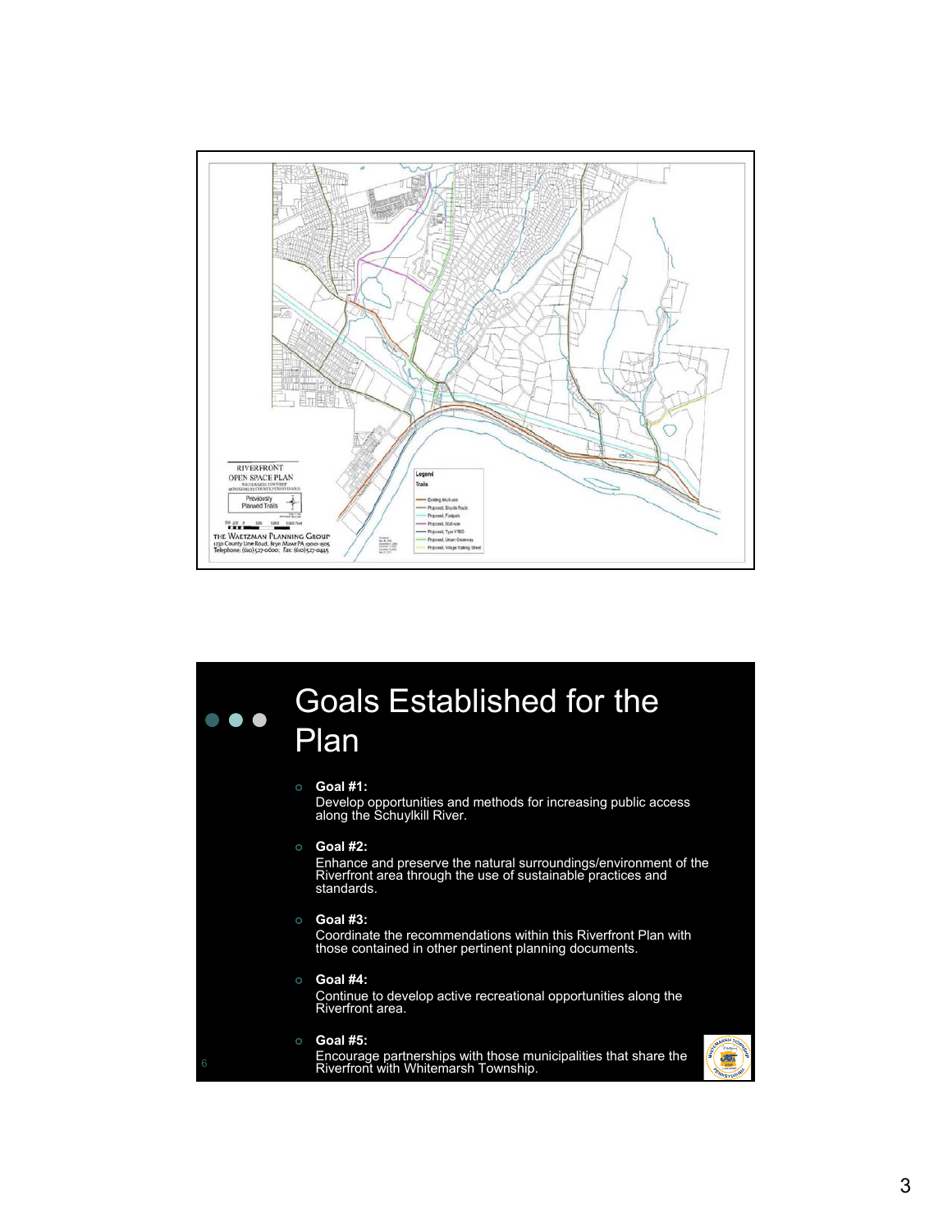RIVERFRONT OPEN SPACE PLAN

WHITEMARSH TOWNSHIP MONTGOMERY COUNTY, PENNSYLVANIA

Previously Planned Trails

THE WAETZMAN PLANNING GROUP
1230 County Line Road, Bryn Mawr PA 19010-1605
Telephone: (610)527-0600; Fax: (610)527-0445

Legend
Trails

- Existing Multi-use
- Proposed, Bicycle Route
- Proposed, Footpath
- Proposed, Multi-use
- Proposed, Type VTBD
- Proposed, Urban Greenway
- Proposed, Village Walking Street

# Goals Established for the Plan

- **Goal #1:**
  Develop opportunities and methods for increasing public access along the Schuylkill River.

- **Goal #2:**
  Enhance and preserve the natural surroundings/environment of the Riverfront area through the use of sustainable practices and standards.

- **Goal #3:**
  Coordinate the recommendations within this Riverfront Plan with those contained in other pertinent planning documents.

- **Goal #4:**
  Continue to develop active recreational opportunities along the Riverfront area.

- **Goal #5:**
  Encourage partnerships with those municipalities that share the Riverfront with Whitemarsh Township.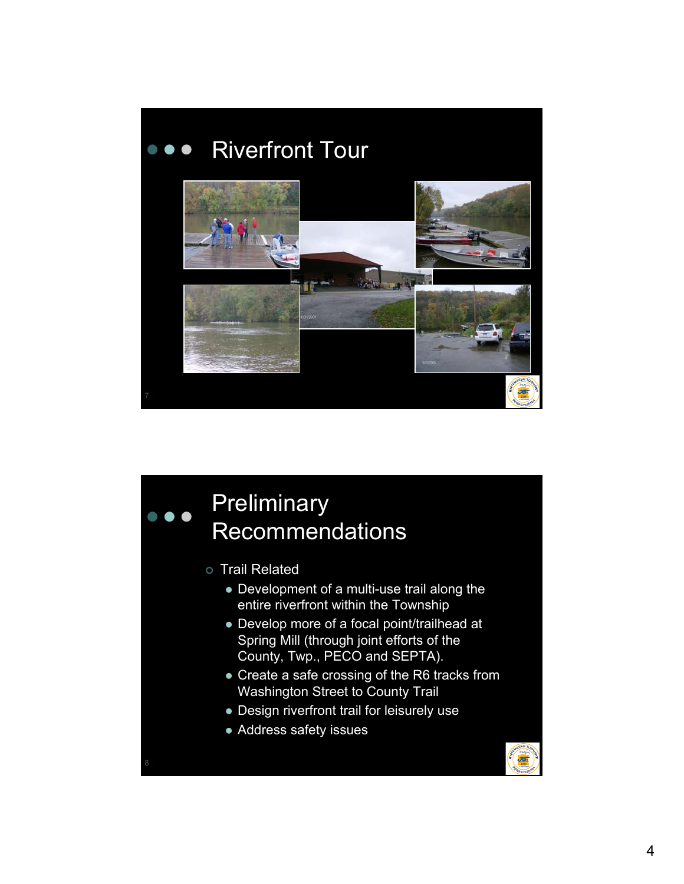# Riverfront Tour

# Preliminary Recommendations

- Trail Related
  - Development of a multi-use trail along the entire riverfront within the Township
  - Develop more of a focal point/trailhead at Spring Mill (through joint efforts of the County, Twp., PECO and SEPTA).
  - Create a safe crossing of the R6 tracks from Washington Street to County Trail
  - Design riverfront trail for leisurely use
  - Address safety issues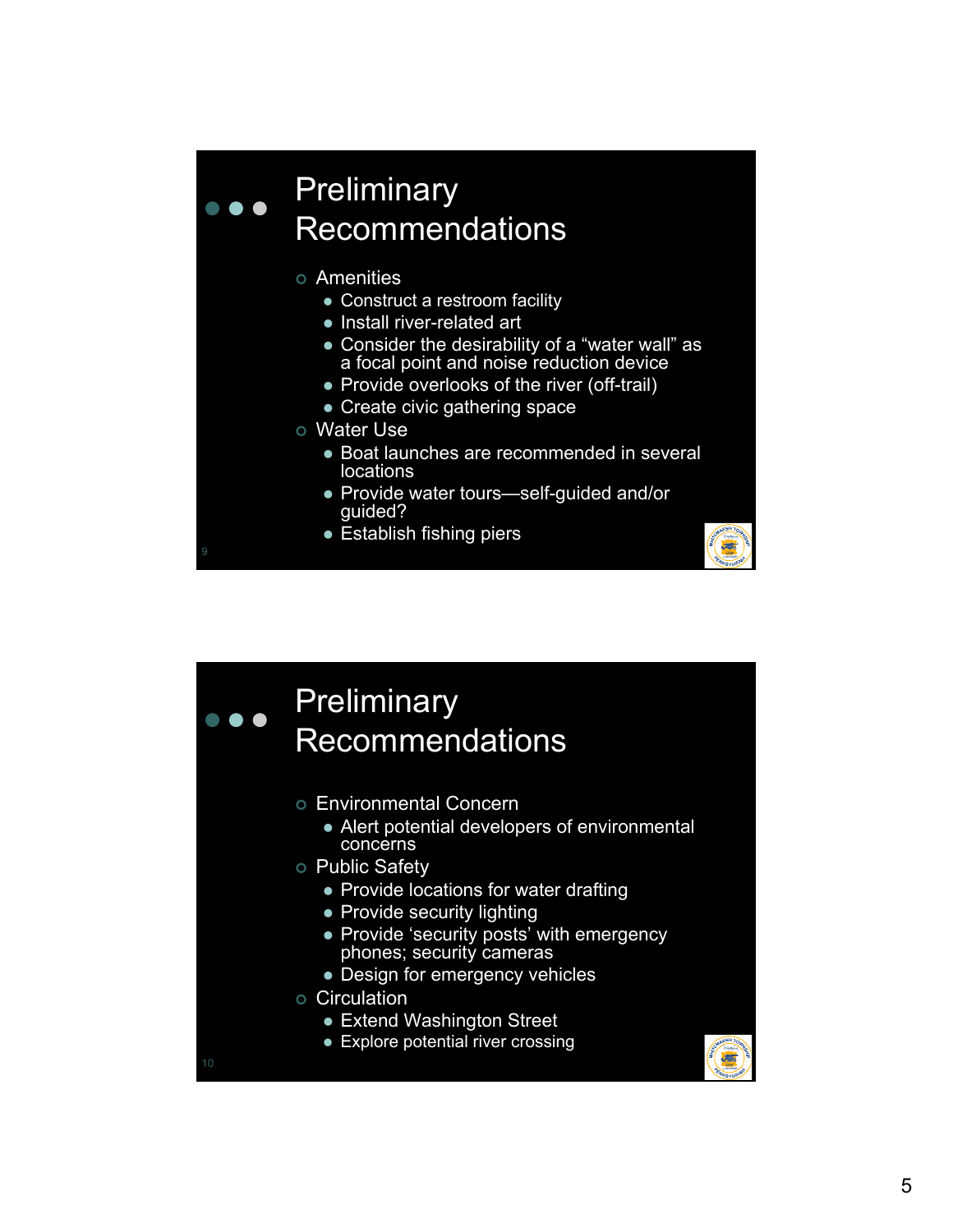## Preliminary Recommendations

- Amenities
  - Construct a restroom facility
  - Install river-related art
  - Consider the desirability of a "water wall" as a focal point and noise reduction device
  - Provide overlooks of the river (off-trail)
  - Create civic gathering space
- Water Use
  - Boat launches are recommended in several locations
  - Provide water tours—self-guided and/or guided?
  - Establish fishing piers

## Preliminary Recommendations

- Environmental Concern
  - Alert potential developers of environmental concerns
- Public Safety
  - Provide locations for water drafting
  - Provide security lighting
  - Provide 'security posts' with emergency phones; security cameras
  - Design for emergency vehicles
- Circulation
  - Extend Washington Street
  - Explore potential river crossing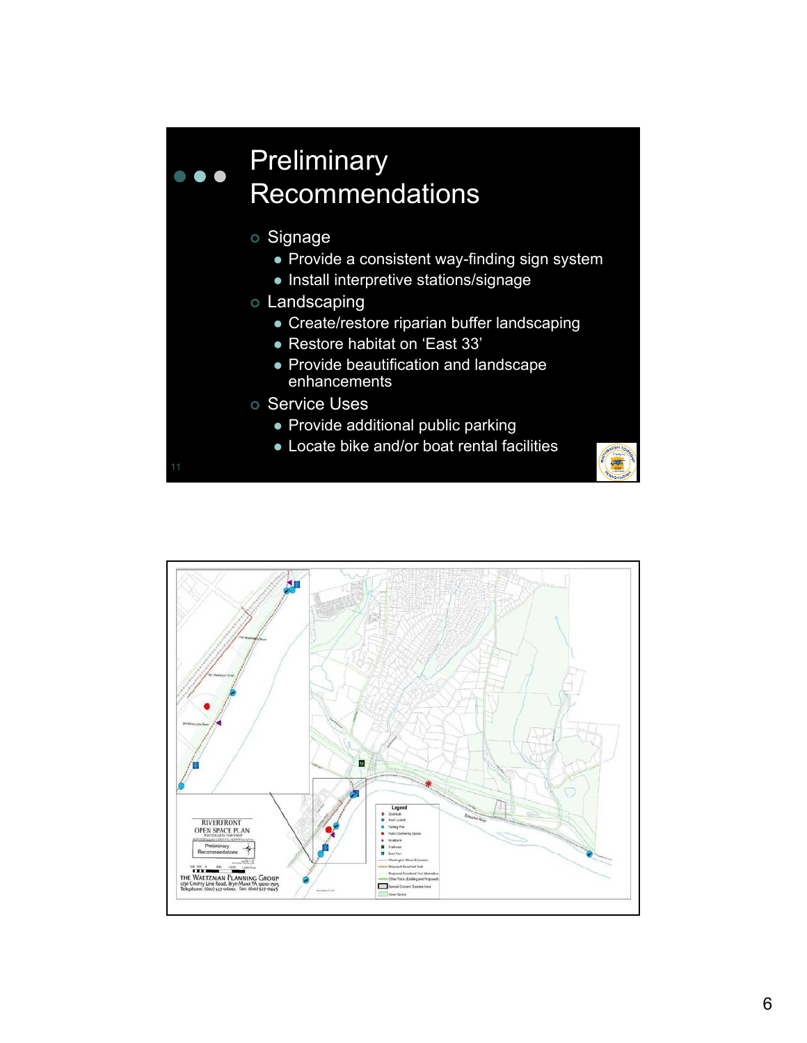# Preliminary Recommendations

- Signage
  - Provide a consistent way-finding sign system
  - Install interpretive stations/signage
- Landscaping
  - Create/restore riparian buffer landscaping
  - Restore habitat on 'East 33'
  - Provide beautification and landscape enhancements
- Service Uses
  - Provide additional public parking
  - Locate bike and/or boat rental facilities

RIVERFRONT OPEN SPACE PLAN

WHITEMARSH TOWNSHIP

Preliminary Recommendations

THE WAETZMAN PLANNING GROUP

1230 County Line Road, Bryn Mawr PA 19010-1505

Telephone: (610) 527-0600; Fax: (610) 527-0445

Legend

- Overlook
- Boat Launch
- Fishing Pier
- Public Gathering Space
- Sculpture
- Trailhead
- Boat Tour
- Washington Street Extension
- Proposed Riverfront Trail
- Proposed Riverfront Trail Alternative
- Other Trails (Existing and Proposed)
- Special Concern Species Area
- Open Space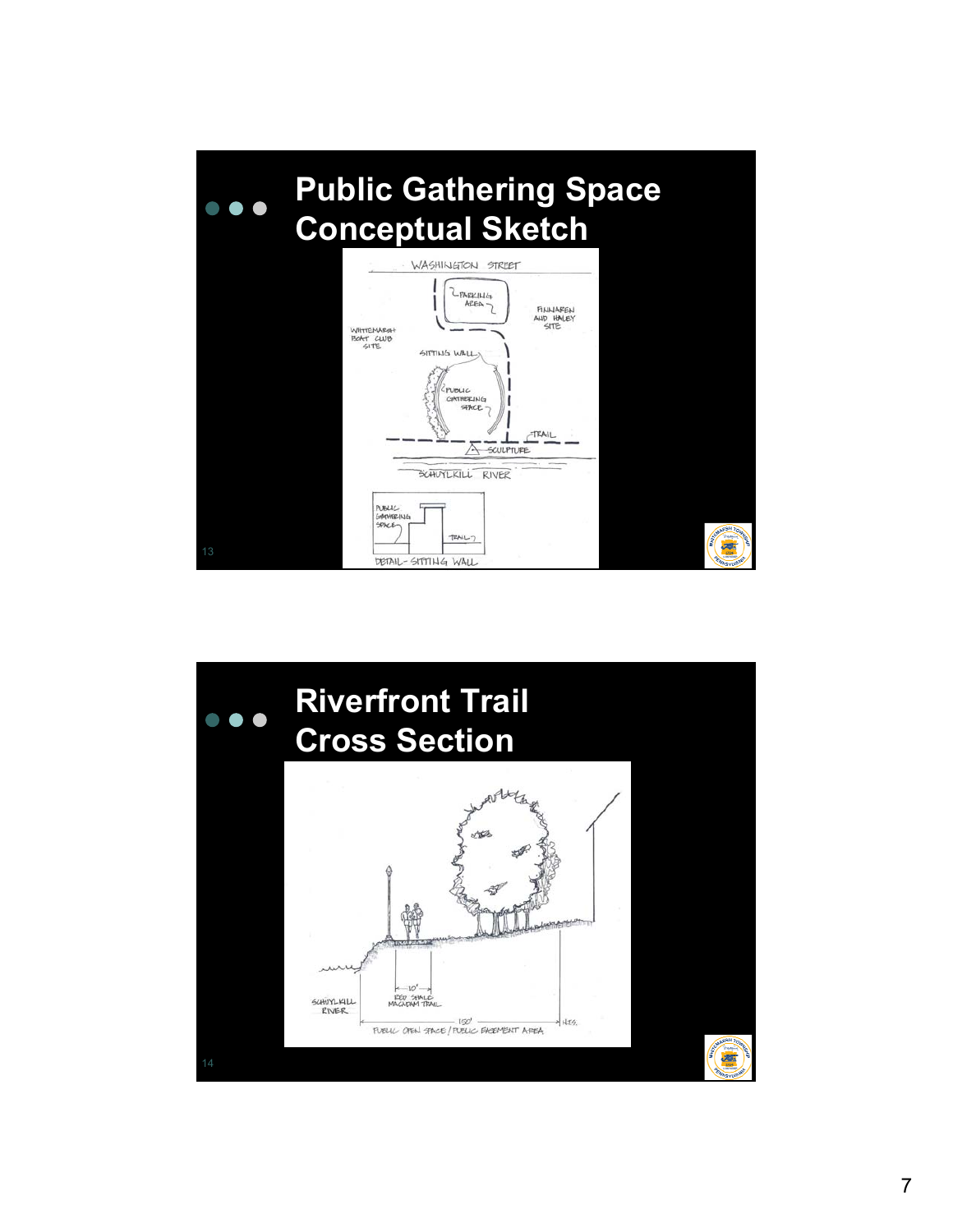## Public Gathering Space Conceptual Sketch

WASHINGTON STREET

PARKING AREA

FINNAREN AND HALEY SITE

WHITEMARSH BOAT CLUB SITE

SITTING WALL

PUBLIC GATHERING SPACE

TRAIL

SCULPTURE

SCHUYLKILL RIVER

PUBLIC GATHERING SPACE

TRAIL

DETAIL - SITTING WALL

## Riverfront Trail Cross Section

SCHUYLKILL RIVER

10'

RED SHALE MACADAM TRAIL

150'

PUBLIC OPEN SPACE / PUBLIC EASEMENT AREA

N.T.S.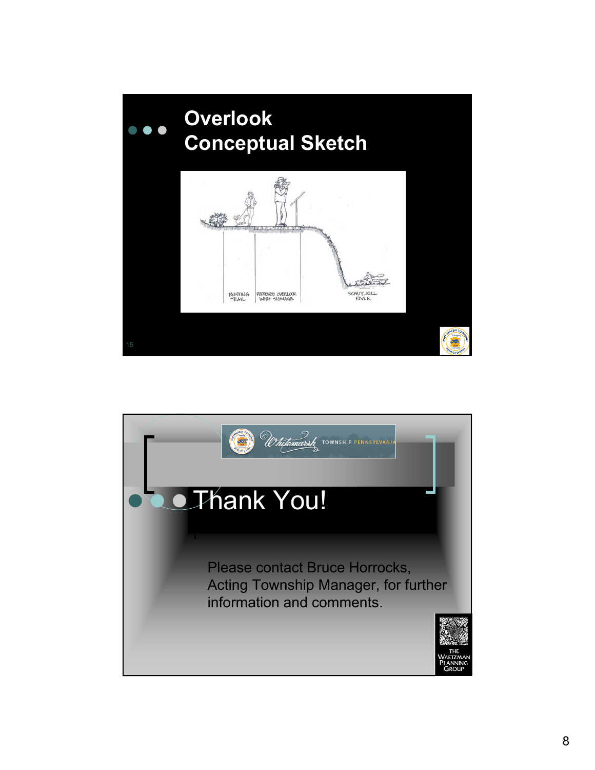## Overlook Conceptual Sketch

EXISTING TRAIL

PROPOSED OVERLOOK WITH SIGNAGE

SCHUYLKILL RIVER

Whitemarsh TOWNSHIP PENNSYLVANIA

## Thank You!

Please contact Bruce Horrocks, Acting Township Manager, for further information and comments.

THE WAETZMAN PLANNING GROUP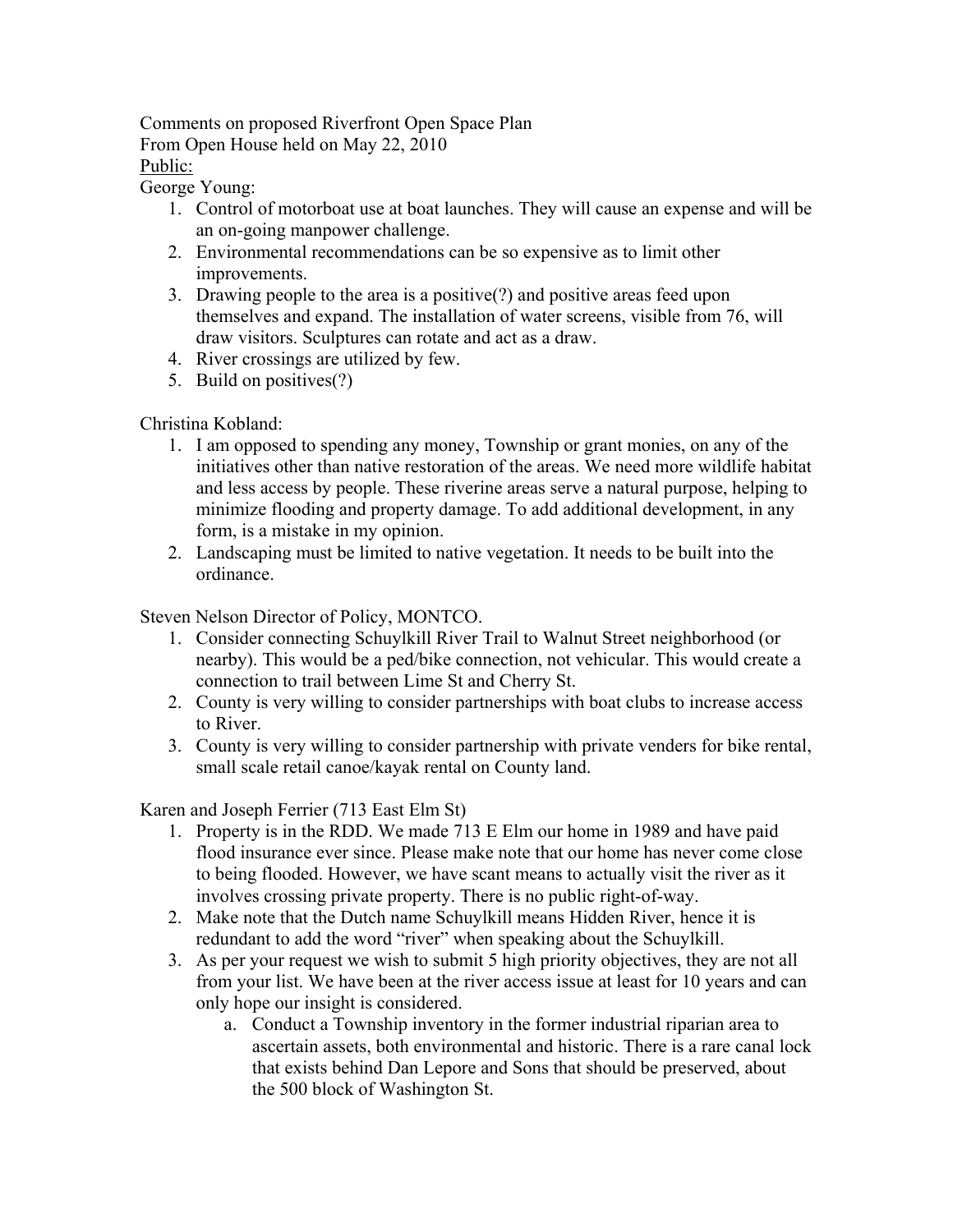Comments on proposed Riverfront Open Space Plan
From Open House held on May 22, 2010
<u>Public:</u>
George Young:

1. Control of motorboat use at boat launches. They will cause an expense and will be an on-going manpower challenge.
2. Environmental recommendations can be so expensive as to limit other improvements.
3. Drawing people to the area is a positive(?) and positive areas feed upon themselves and expand. The installation of water screens, visible from 76, will draw visitors. Sculptures can rotate and act as a draw.
4. River crossings are utilized by few.
5. Build on positives(?)

Christina Kobland:

1. I am opposed to spending any money, Township or grant monies, on any of the initiatives other than native restoration of the areas. We need more wildlife habitat and less access by people. These riverine areas serve a natural purpose, helping to minimize flooding and property damage. To add additional development, in any form, is a mistake in my opinion.
2. Landscaping must be limited to native vegetation. It needs to be built into the ordinance.

Steven Nelson Director of Policy, MONTCO.

1. Consider connecting Schuylkill River Trail to Walnut Street neighborhood (or nearby). This would be a ped/bike connection, not vehicular. This would create a connection to trail between Lime St and Cherry St.
2. County is very willing to consider partnerships with boat clubs to increase access to River.
3. County is very willing to consider partnership with private venders for bike rental, small scale retail canoe/kayak rental on County land.

Karen and Joseph Ferrier (713 East Elm St)

1. Property is in the RDD. We made 713 E Elm our home in 1989 and have paid flood insurance ever since. Please make note that our home has never come close to being flooded. However, we have scant means to actually visit the river as it involves crossing private property. There is no public right-of-way.
2. Make note that the Dutch name Schuylkill means Hidden River, hence it is redundant to add the word "river" when speaking about the Schuylkill.
3. As per your request we wish to submit 5 high priority objectives, they are not all from your list. We have been at the river access issue at least for 10 years and can only hope our insight is considered.
   a. Conduct a Township inventory in the former industrial riparian area to ascertain assets, both environmental and historic. There is a rare canal lock that exists behind Dan Lepore and Sons that should be preserved, about the 500 block of Washington St.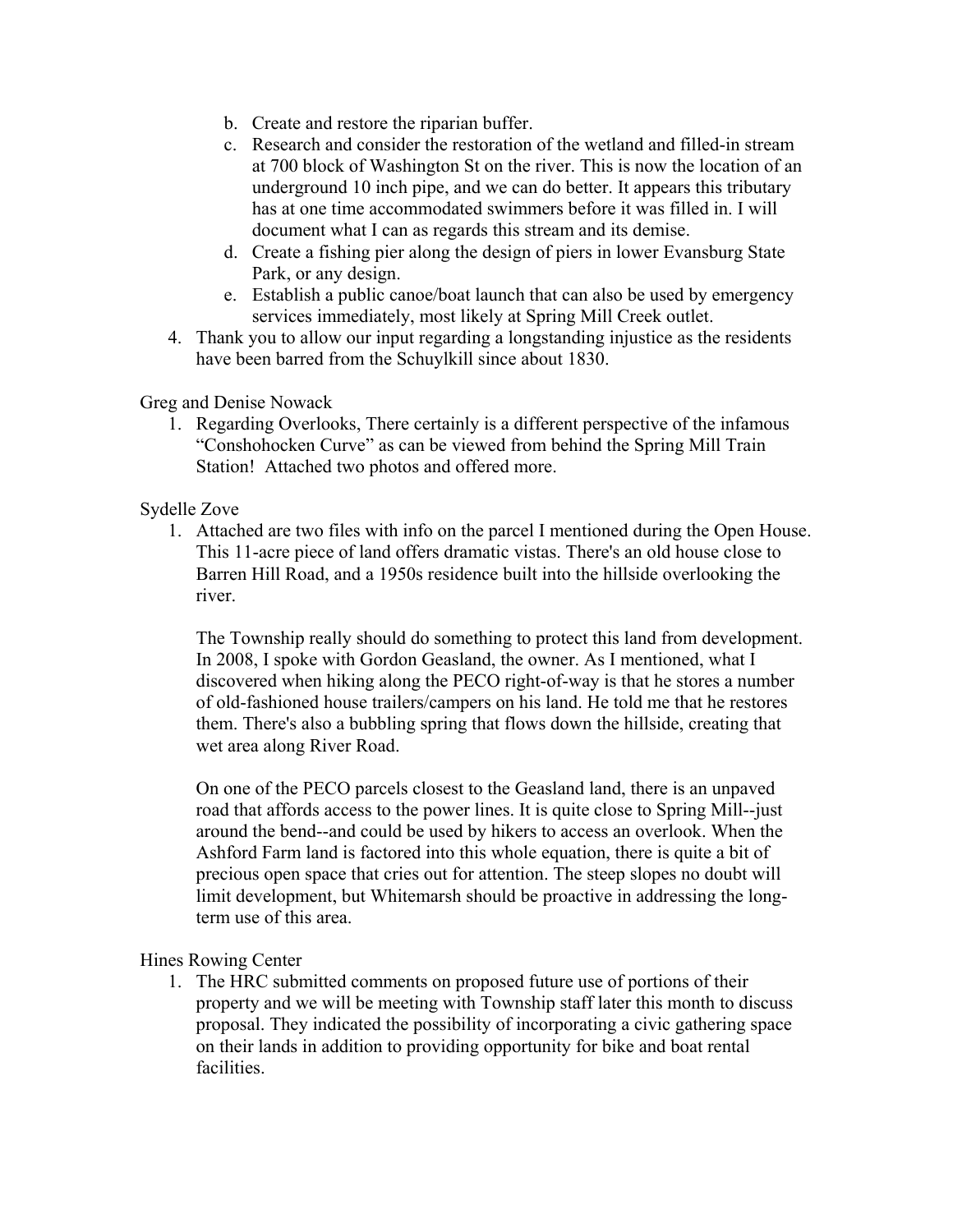b. Create and restore the riparian buffer.
c. Research and consider the restoration of the wetland and filled-in stream at 700 block of Washington St on the river. This is now the location of an underground 10 inch pipe, and we can do better. It appears this tributary has at one time accommodated swimmers before it was filled in. I will document what I can as regards this stream and its demise.
d. Create a fishing pier along the design of piers in lower Evansburg State Park, or any design.
e. Establish a public canoe/boat launch that can also be used by emergency services immediately, most likely at Spring Mill Creek outlet.

4. Thank you to allow our input regarding a longstanding injustice as the residents have been barred from the Schuylkill since about 1830.

Greg and Denise Nowack

1. Regarding Overlooks, There certainly is a different perspective of the infamous “Conshohocken Curve” as can be viewed from behind the Spring Mill Train Station! Attached two photos and offered more.

Sydelle Zove

1. Attached are two files with info on the parcel I mentioned during the Open House. This 11-acre piece of land offers dramatic vistas. There's an old house close to Barren Hill Road, and a 1950s residence built into the hillside overlooking the river.

   The Township really should do something to protect this land from development. In 2008, I spoke with Gordon Geasland, the owner. As I mentioned, what I discovered when hiking along the PECO right-of-way is that he stores a number of old-fashioned house trailers/campers on his land. He told me that he restores them. There's also a bubbling spring that flows down the hillside, creating that wet area along River Road.

   On one of the PECO parcels closest to the Geasland land, there is an unpaved road that affords access to the power lines. It is quite close to Spring Mill--just around the bend--and could be used by hikers to access an overlook. When the Ashford Farm land is factored into this whole equation, there is quite a bit of precious open space that cries out for attention. The steep slopes no doubt will limit development, but Whitemarsh should be proactive in addressing the long-term use of this area.

Hines Rowing Center

1. The HRC submitted comments on proposed future use of portions of their property and we will be meeting with Township staff later this month to discuss proposal. They indicated the possibility of incorporating a civic gathering space on their lands in addition to providing opportunity for bike and boat rental facilities.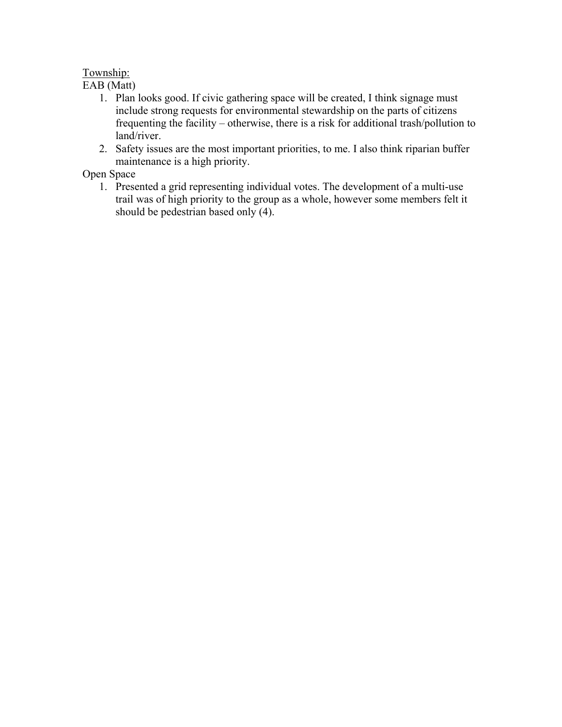Township:

EAB (Matt)

1. Plan looks good. If civic gathering space will be created, I think signage must include strong requests for environmental stewardship on the parts of citizens frequenting the facility – otherwise, there is a risk for additional trash/pollution to land/river.
2. Safety issues are the most important priorities, to me. I also think riparian buffer maintenance is a high priority.

Open Space

1. Presented a grid representing individual votes. The development of a multi-use trail was of high priority to the group as a whole, however some members felt it should be pedestrian based only (4).